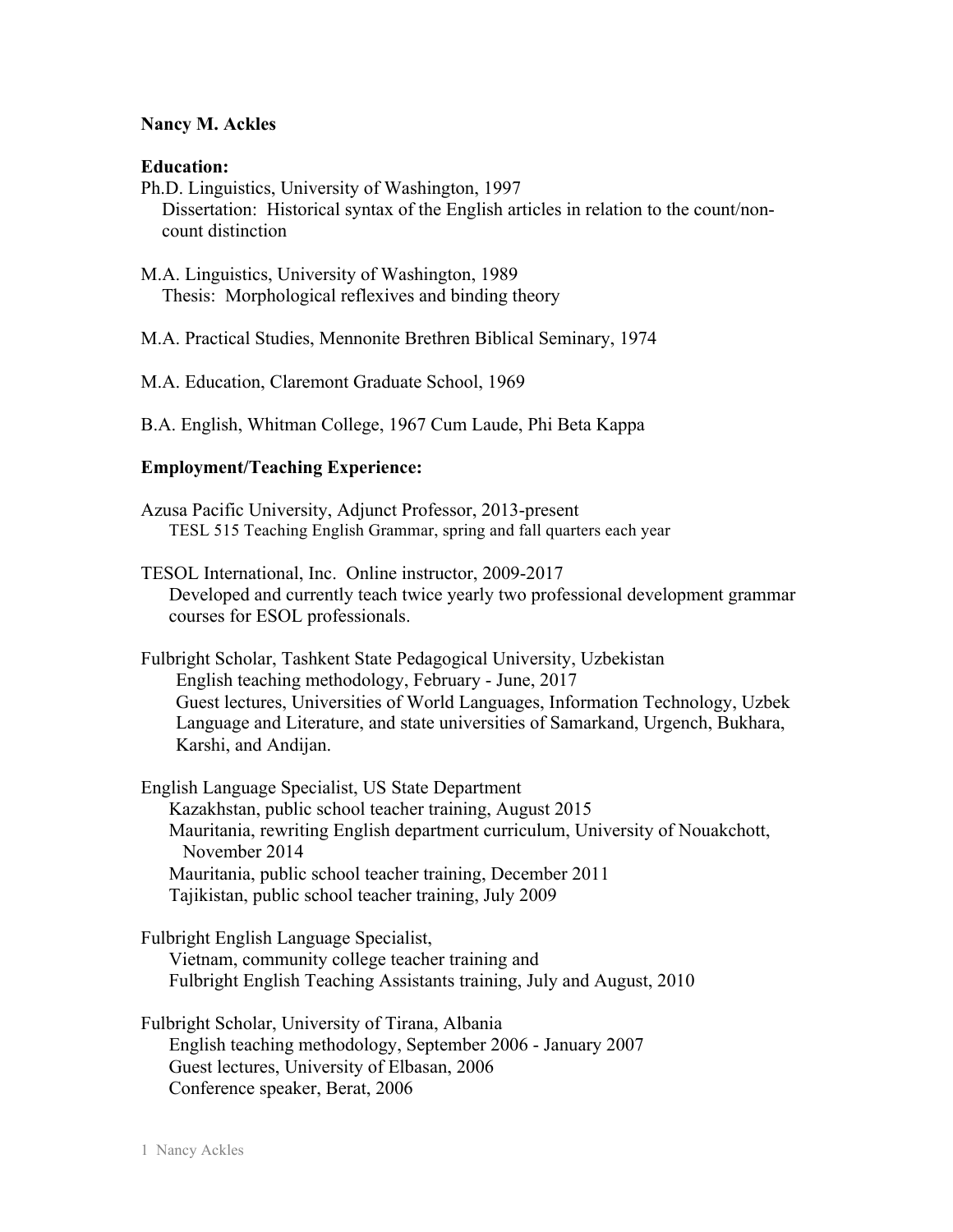**Nancy M. Ackles**

**Education:**

Ph.D. Linguistics, University of Washington, 1997
  Dissertation: Historical syntax of the English articles in relation to the count/non-count distinction

M.A. Linguistics, University of Washington, 1989
  Thesis: Morphological reflexives and binding theory

M.A. Practical Studies, Mennonite Brethren Biblical Seminary, 1974

M.A. Education, Claremont Graduate School, 1969

B.A. English, Whitman College, 1967 Cum Laude, Phi Beta Kappa

**Employment/Teaching Experience:**

Azusa Pacific University, Adjunct Professor, 2013-present
  TESL 515 Teaching English Grammar, spring and fall quarters each year

TESOL International, Inc. Online instructor, 2009-2017
  Developed and currently teach twice yearly two professional development grammar courses for ESOL professionals.

Fulbright Scholar, Tashkent State Pedagogical University, Uzbekistan
  English teaching methodology, February - June, 2017
  Guest lectures, Universities of World Languages, Information Technology, Uzbek Language and Literature, and state universities of Samarkand, Urgench, Bukhara, Karshi, and Andijan.

English Language Specialist, US State Department
  Kazakhstan, public school teacher training, August 2015
  Mauritania, rewriting English department curriculum, University of Nouakchott, November 2014
  Mauritania, public school teacher training, December 2011
  Tajikistan, public school teacher training, July 2009

Fulbright English Language Specialist,
  Vietnam, community college teacher training and
  Fulbright English Teaching Assistants training, July and August, 2010

Fulbright Scholar, University of Tirana, Albania
  English teaching methodology, September 2006 - January 2007
  Guest lectures, University of Elbasan, 2006
  Conference speaker, Berat, 2006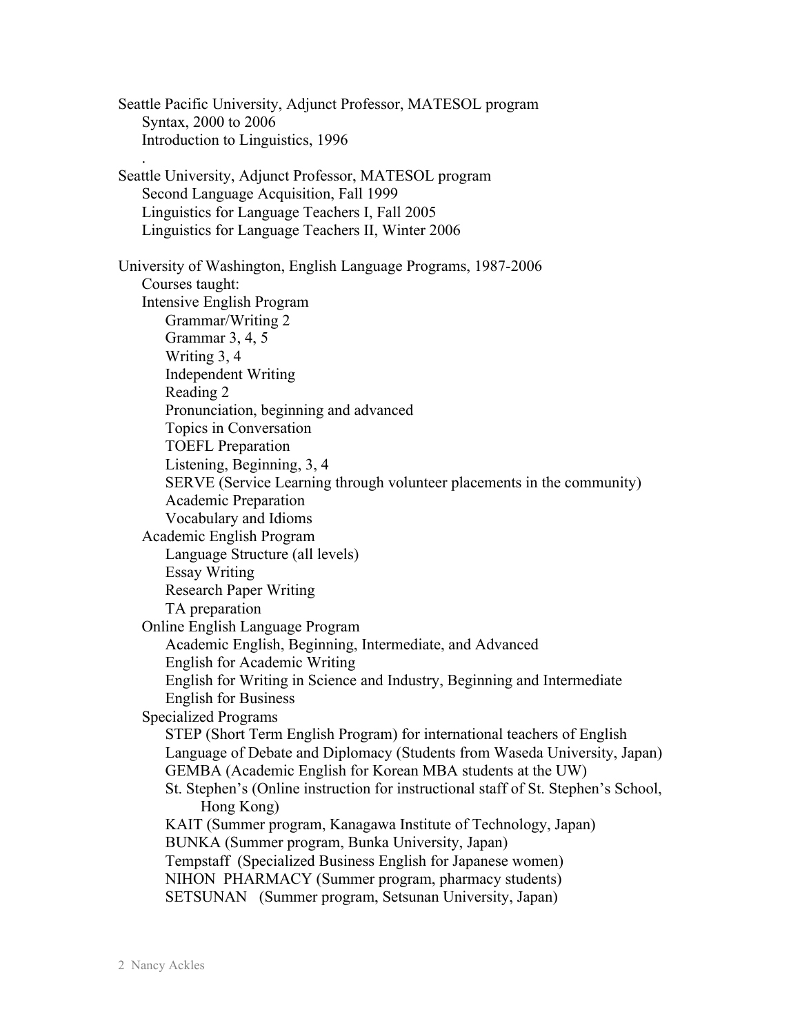Seattle Pacific University, Adjunct Professor, MATESOL program
- Syntax, 2000 to 2006
- Introduction to Linguistics, 1996

Seattle University, Adjunct Professor, MATESOL program
- Second Language Acquisition, Fall 1999
- Linguistics for Language Teachers I, Fall 2005
- Linguistics for Language Teachers II, Winter 2006

University of Washington, English Language Programs, 1987-2006
- Courses taught:
- Intensive English Program
  - Grammar/Writing 2
  - Grammar 3, 4, 5
  - Writing 3, 4
  - Independent Writing
  - Reading 2
  - Pronunciation, beginning and advanced
  - Topics in Conversation
  - TOEFL Preparation
  - Listening, Beginning, 3, 4
  - SERVE (Service Learning through volunteer placements in the community)
  - Academic Preparation
  - Vocabulary and Idioms
- Academic English Program
  - Language Structure (all levels)
  - Essay Writing
  - Research Paper Writing
  - TA preparation
- Online English Language Program
  - Academic English, Beginning, Intermediate, and Advanced
  - English for Academic Writing
  - English for Writing in Science and Industry, Beginning and Intermediate
  - English for Business
- Specialized Programs
  - STEP (Short Term English Program) for international teachers of English
  - Language of Debate and Diplomacy (Students from Waseda University, Japan)
  - GEMBA (Academic English for Korean MBA students at the UW)
  - St. Stephen's (Online instruction for instructional staff of St. Stephen's School, Hong Kong)
  - KAIT (Summer program, Kanagawa Institute of Technology, Japan)
  - BUNKA (Summer program, Bunka University, Japan)
  - Tempstaff (Specialized Business English for Japanese women)
  - NIHON PHARMACY (Summer program, pharmacy students)
  - SETSUNAN (Summer program, Setsunan University, Japan)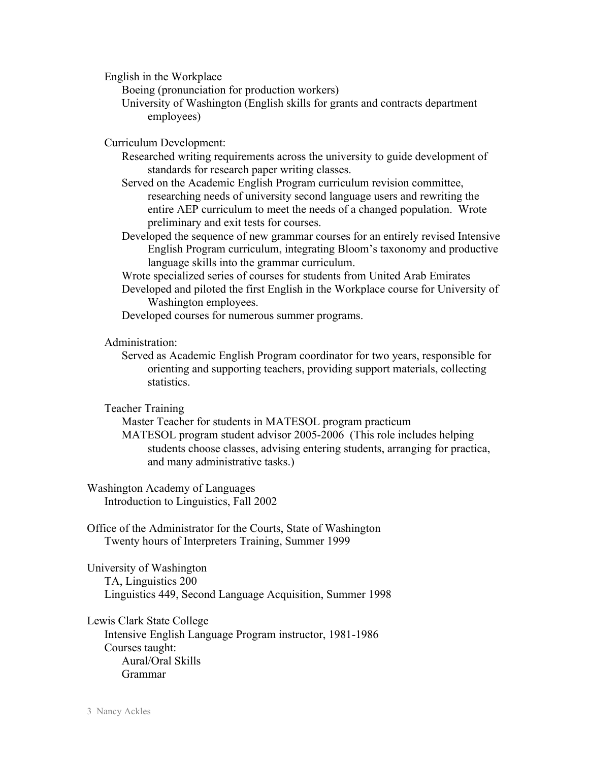English in the Workplace

- Boeing (pronunciation for production workers)
- University of Washington (English skills for grants and contracts department employees)

Curriculum Development:

- Researched writing requirements across the university to guide development of standards for research paper writing classes.
- Served on the Academic English Program curriculum revision committee, researching needs of university second language users and rewriting the entire AEP curriculum to meet the needs of a changed population. Wrote preliminary and exit tests for courses.
- Developed the sequence of new grammar courses for an entirely revised Intensive English Program curriculum, integrating Bloom's taxonomy and productive language skills into the grammar curriculum.
- Wrote specialized series of courses for students from United Arab Emirates
- Developed and piloted the first English in the Workplace course for University of Washington employees.
- Developed courses for numerous summer programs.

Administration:

- Served as Academic English Program coordinator for two years, responsible for orienting and supporting teachers, providing support materials, collecting statistics.

Teacher Training

- Master Teacher for students in MATESOL program practicum
- MATESOL program student advisor 2005-2006 (This role includes helping students choose classes, advising entering students, arranging for practica, and many administrative tasks.)

Washington Academy of Languages

- Introduction to Linguistics, Fall 2002

Office of the Administrator for the Courts, State of Washington

- Twenty hours of Interpreters Training, Summer 1999

University of Washington

- TA, Linguistics 200
- Linguistics 449, Second Language Acquisition, Summer 1998

Lewis Clark State College

- Intensive English Language Program instructor, 1981-1986
- Courses taught:
  - Aural/Oral Skills
  - Grammar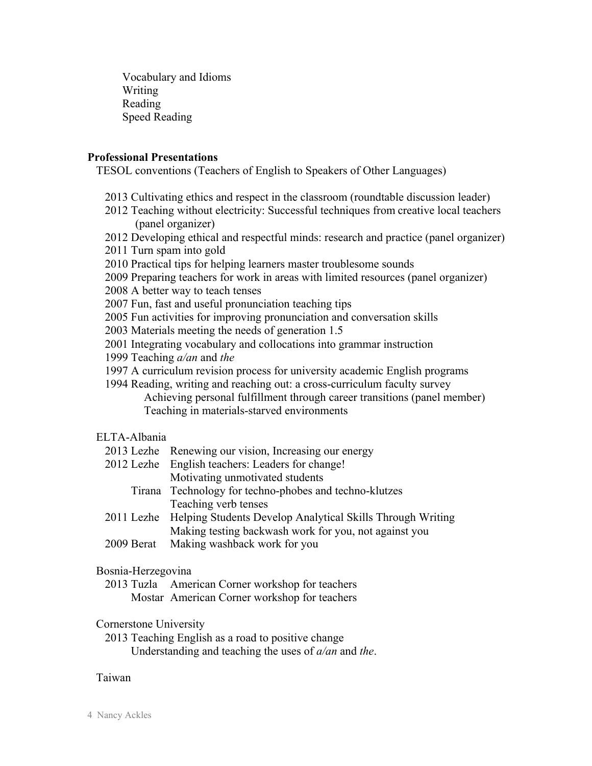Vocabulary and Idioms
Writing
Reading
Speed Reading

**Professional Presentations**

TESOL conventions (Teachers of English to Speakers of Other Languages)

2013 Cultivating ethics and respect in the classroom (roundtable discussion leader)
2012 Teaching without electricity: Successful techniques from creative local teachers (panel organizer)
2012 Developing ethical and respectful minds: research and practice (panel organizer)
2011 Turn spam into gold
2010 Practical tips for helping learners master troublesome sounds
2009 Preparing teachers for work in areas with limited resources (panel organizer)
2008 A better way to teach tenses
2007 Fun, fast and useful pronunciation teaching tips
2005 Fun activities for improving pronunciation and conversation skills
2003 Materials meeting the needs of generation 1.5
2001 Integrating vocabulary and collocations into grammar instruction
1999 Teaching *a/an* and *the*
1997 A curriculum revision process for university academic English programs
1994 Reading, writing and reaching out: a cross-curriculum faculty survey
Achieving personal fulfillment through career transitions (panel member)
Teaching in materials-starved environments

ELTA-Albania

2013 Lezhe Renewing our vision, Increasing our energy
2012 Lezhe English teachers: Leaders for change!
Motivating unmotivated students
Tirana Technology for techno-phobes and techno-klutzes
Teaching verb tenses
2011 Lezhe Helping Students Develop Analytical Skills Through Writing
Making testing backwash work for you, not against you
2009 Berat Making washback work for you

Bosnia-Herzegovina

2013 Tuzla American Corner workshop for teachers
Mostar American Corner workshop for teachers

Cornerstone University

2013 Teaching English as a road to positive change
Understanding and teaching the uses of *a/an* and *the*.

Taiwan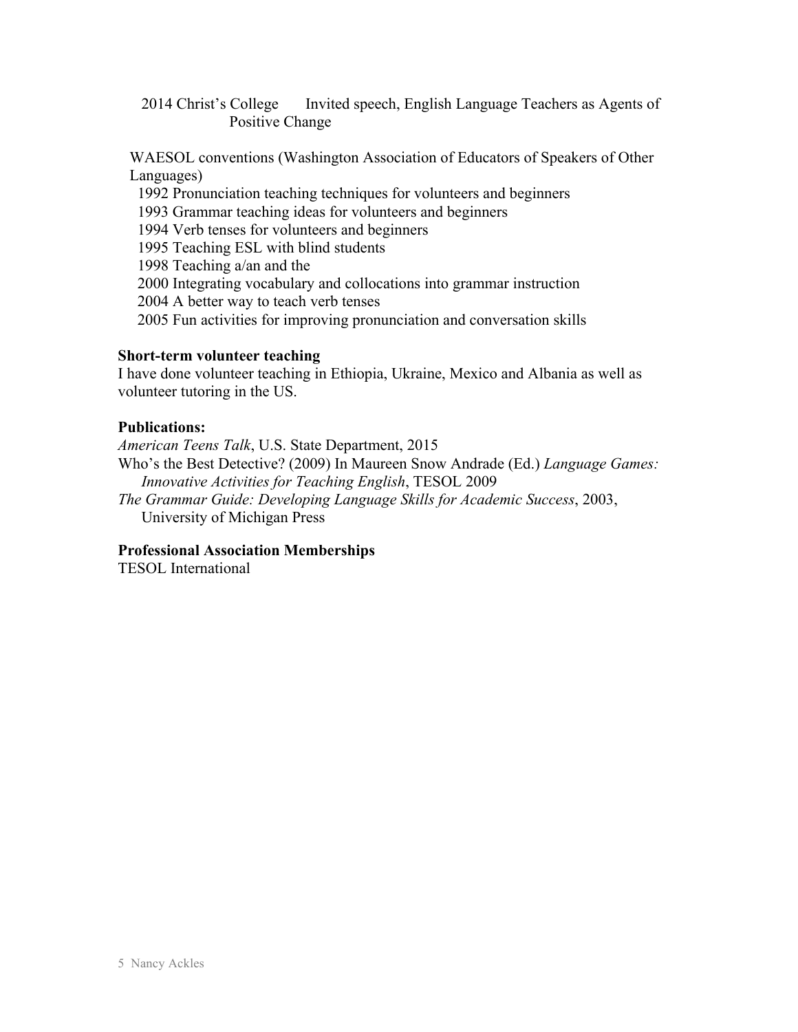2014 Christ's College Invited speech, English Language Teachers as Agents of Positive Change

WAESOL conventions (Washington Association of Educators of Speakers of Other Languages)

- 1992 Pronunciation teaching techniques for volunteers and beginners
- 1993 Grammar teaching ideas for volunteers and beginners
- 1994 Verb tenses for volunteers and beginners
- 1995 Teaching ESL with blind students
- 1998 Teaching a/an and the
- 2000 Integrating vocabulary and collocations into grammar instruction
- 2004 A better way to teach verb tenses
- 2005 Fun activities for improving pronunciation and conversation skills

**Short-term volunteer teaching**

I have done volunteer teaching in Ethiopia, Ukraine, Mexico and Albania as well as volunteer tutoring in the US.

**Publications:**

*American Teens Talk*, U.S. State Department, 2015

Who's the Best Detective? (2009) In Maureen Snow Andrade (Ed.) *Language Games: Innovative Activities for Teaching English*, TESOL 2009

*The Grammar Guide: Developing Language Skills for Academic Success*, 2003, University of Michigan Press

**Professional Association Memberships**

TESOL International